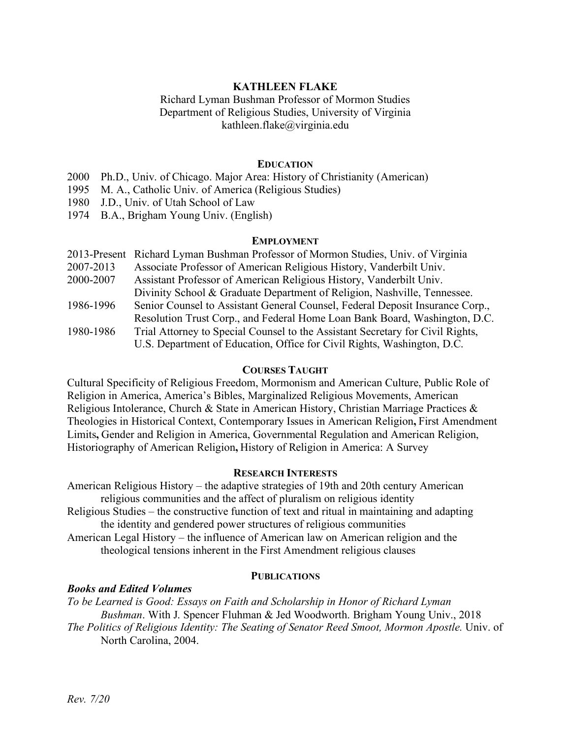# KATHLEEN FLAKE

Richard Lyman Bushman Professor of Mormon Studies
Department of Religious Studies, University of Virginia
kathleen.flake@virginia.edu

## EDUCATION

2000 Ph.D., Univ. of Chicago. Major Area: History of Christianity (American)
1995 M. A., Catholic Univ. of America (Religious Studies)
1980 J.D., Univ. of Utah School of Law
1974 B.A., Brigham Young Univ. (English)

## EMPLOYMENT

2013-Present Richard Lyman Bushman Professor of Mormon Studies, Univ. of Virginia
2007-2013 Associate Professor of American Religious History, Vanderbilt Univ.
2000-2007 Assistant Professor of American Religious History, Vanderbilt Univ. Divinity School & Graduate Department of Religion, Nashville, Tennessee.
1986-1996 Senior Counsel to Assistant General Counsel, Federal Deposit Insurance Corp., Resolution Trust Corp., and Federal Home Loan Bank Board, Washington, D.C.
1980-1986 Trial Attorney to Special Counsel to the Assistant Secretary for Civil Rights, U.S. Department of Education, Office for Civil Rights, Washington, D.C.

## COURSES TAUGHT

Cultural Specificity of Religious Freedom, Mormonism and American Culture, Public Role of Religion in America, America's Bibles, Marginalized Religious Movements, American Religious Intolerance, Church & State in American History, Christian Marriage Practices & Theologies in Historical Context, Contemporary Issues in American Religion**,** First Amendment Limits**,** Gender and Religion in America, Governmental Regulation and American Religion, Historiography of American Religion**,** History of Religion in America: A Survey

## RESEARCH INTERESTS

American Religious History – the adaptive strategies of 19th and 20th century American religious communities and the affect of pluralism on religious identity
Religious Studies – the constructive function of text and ritual in maintaining and adapting the identity and gendered power structures of religious communities
American Legal History – the influence of American law on American religion and the theological tensions inherent in the First Amendment religious clauses

## PUBLICATIONS

### *Books and Edited Volumes*

*To be Learned is Good: Essays on Faith and Scholarship in Honor of Richard Lyman Bushman*. With J. Spencer Fluhman & Jed Woodworth. Brigham Young Univ., 2018
*The Politics of Religious Identity: The Seating of Senator Reed Smoot, Mormon Apostle.* Univ. of North Carolina, 2004.

*Rev. 7/20*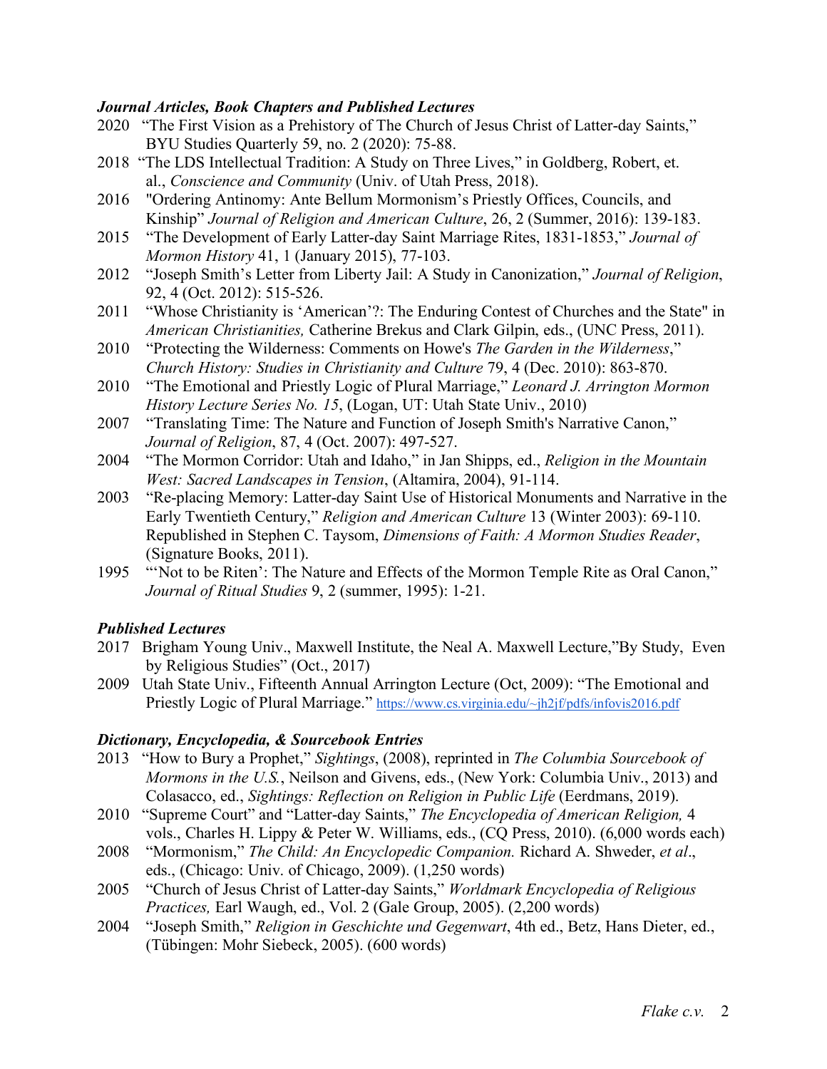### ***Journal Articles, Book Chapters and Published Lectures***

2020 "The First Vision as a Prehistory of The Church of Jesus Christ of Latter-day Saints," BYU Studies Quarterly 59, no. 2 (2020): 75-88.

2018 "The LDS Intellectual Tradition: A Study on Three Lives," in Goldberg, Robert, et. al., *Conscience and Community* (Univ. of Utah Press, 2018).

2016 "Ordering Antinomy: Ante Bellum Mormonism's Priestly Offices, Councils, and Kinship" *Journal of Religion and American Culture*, 26, 2 (Summer, 2016): 139-183.

2015 "The Development of Early Latter-day Saint Marriage Rites, 1831-1853," *Journal of Mormon History* 41, 1 (January 2015), 77-103.

2012 "Joseph Smith's Letter from Liberty Jail: A Study in Canonization," *Journal of Religion*, 92, 4 (Oct. 2012): 515-526.

2011 "Whose Christianity is 'American'?: The Enduring Contest of Churches and the State" in *American Christianities,* Catherine Brekus and Clark Gilpin, eds., (UNC Press, 2011).

2010 "Protecting the Wilderness: Comments on Howe's *The Garden in the Wilderness*," *Church History: Studies in Christianity and Culture* 79, 4 (Dec. 2010): 863-870.

2010 "The Emotional and Priestly Logic of Plural Marriage," *Leonard J. Arrington Mormon History Lecture Series No. 15*, (Logan, UT: Utah State Univ., 2010)

2007 "Translating Time: The Nature and Function of Joseph Smith's Narrative Canon," *Journal of Religion*, 87, 4 (Oct. 2007): 497-527.

2004 "The Mormon Corridor: Utah and Idaho," in Jan Shipps, ed., *Religion in the Mountain West: Sacred Landscapes in Tension*, (Altamira, 2004), 91-114.

2003 "Re-placing Memory: Latter-day Saint Use of Historical Monuments and Narrative in the Early Twentieth Century," *Religion and American Culture* 13 (Winter 2003): 69-110. Republished in Stephen C. Taysom, *Dimensions of Faith: A Mormon Studies Reader*, (Signature Books, 2011).

1995 "'Not to be Riten': The Nature and Effects of the Mormon Temple Rite as Oral Canon," *Journal of Ritual Studies* 9, 2 (summer, 1995): 1-21.

### ***Published Lectures***

2017 Brigham Young Univ., Maxwell Institute, the Neal A. Maxwell Lecture,"By Study, Even by Religious Studies" (Oct., 2017)

2009 Utah State Univ., Fifteenth Annual Arrington Lecture (Oct, 2009): "The Emotional and Priestly Logic of Plural Marriage." https://www.cs.virginia.edu/~jh2jf/pdfs/infovis2016.pdf

### ***Dictionary, Encyclopedia, & Sourcebook Entries***

2013 "How to Bury a Prophet," *Sightings*, (2008), reprinted in *The Columbia Sourcebook of Mormons in the U.S.*, Neilson and Givens, eds., (New York: Columbia Univ., 2013) and Colasacco, ed., *Sightings: Reflection on Religion in Public Life* (Eerdmans, 2019).

2010 "Supreme Court" and "Latter-day Saints," *The Encyclopedia of American Religion,* 4 vols., Charles H. Lippy & Peter W. Williams, eds., (CQ Press, 2010). (6,000 words each)

2008 "Mormonism," *The Child: An Encyclopedic Companion.* Richard A. Shweder, *et al*., eds., (Chicago: Univ. of Chicago, 2009). (1,250 words)

2005 "Church of Jesus Christ of Latter-day Saints," *Worldmark Encyclopedia of Religious Practices,* Earl Waugh, ed., Vol. 2 (Gale Group, 2005). (2,200 words)

2004 "Joseph Smith," *Religion in Geschichte und Gegenwart*, 4th ed., Betz, Hans Dieter, ed., (Tübingen: Mohr Siebeck, 2005). (600 words)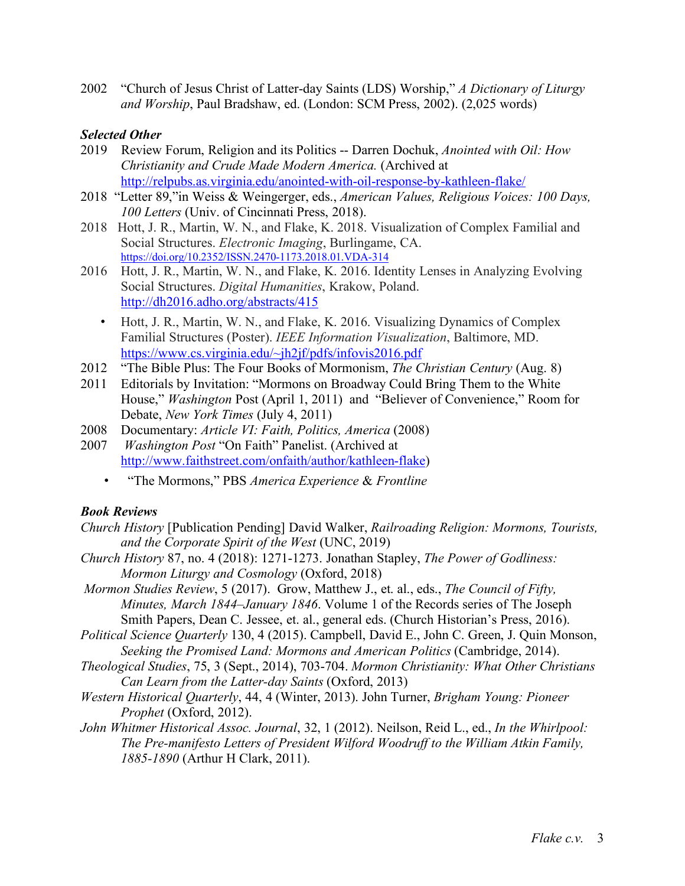2002 "Church of Jesus Christ of Latter-day Saints (LDS) Worship," *A Dictionary of Liturgy and Worship*, Paul Bradshaw, ed. (London: SCM Press, 2002). (2,025 words)

***Selected Other***

2019 Review Forum, Religion and its Politics -- Darren Dochuk, *Anointed with Oil: How Christianity and Crude Made Modern America.* (Archived at http://relpubs.as.virginia.edu/anointed-with-oil-response-by-kathleen-flake/

2018 "Letter 89,"in Weiss & Weingerger, eds., *American Values, Religious Voices: 100 Days, 100 Letters* (Univ. of Cincinnati Press, 2018).

2018 Hott, J. R., Martin, W. N., and Flake, K. 2018. Visualization of Complex Familial and Social Structures. *Electronic Imaging*, Burlingame, CA. https://doi.org/10.2352/ISSN.2470-1173.2018.01.VDA-314

2016 Hott, J. R., Martin, W. N., and Flake, K. 2016. Identity Lenses in Analyzing Evolving Social Structures. *Digital Humanities*, Krakow, Poland. http://dh2016.adho.org/abstracts/415

- Hott, J. R., Martin, W. N., and Flake, K. 2016. Visualizing Dynamics of Complex Familial Structures (Poster). *IEEE Information Visualization*, Baltimore, MD. https://www.cs.virginia.edu/~jh2jf/pdfs/infovis2016.pdf

2012 "The Bible Plus: The Four Books of Mormonism, *The Christian Century* (Aug. 8)

2011 Editorials by Invitation: "Mormons on Broadway Could Bring Them to the White House," *Washington* Post (April 1, 2011) and "Believer of Convenience," Room for Debate, *New York Times* (July 4, 2011)

2008 Documentary: *Article VI: Faith, Politics, America* (2008)

2007 *Washington Post* "On Faith" Panelist. (Archived at http://www.faithstreet.com/onfaith/author/kathleen-flake)

- "The Mormons," PBS *America Experience* & *Frontline*

***Book Reviews***

*Church History* [Publication Pending] David Walker, *Railroading Religion: Mormons, Tourists, and the Corporate Spirit of the West* (UNC, 2019)

*Church History* 87, no. 4 (2018): 1271-1273. Jonathan Stapley, *The Power of Godliness: Mormon Liturgy and Cosmology* (Oxford, 2018)

*Mormon Studies Review*, 5 (2017). Grow, Matthew J., et. al., eds., *The Council of Fifty, Minutes, March 1844–January 1846*. Volume 1 of the Records series of The Joseph Smith Papers, Dean C. Jessee, et. al., general eds. (Church Historian's Press, 2016).

*Political Science Quarterly* 130, 4 (2015). Campbell, David E., John C. Green, J. Quin Monson, *Seeking the Promised Land: Mormons and American Politics* (Cambridge, 2014).

*Theological Studies*, 75, 3 (Sept., 2014), 703-704. *Mormon Christianity: What Other Christians Can Learn from the Latter-day Saints* (Oxford, 2013)

*Western Historical Quarterly*, 44, 4 (Winter, 2013). John Turner, *Brigham Young: Pioneer Prophet* (Oxford, 2012).

*John Whitmer Historical Assoc. Journal*, 32, 1 (2012). Neilson, Reid L., ed., *In the Whirlpool: The Pre-manifesto Letters of President Wilford Woodruff to the William Atkin Family, 1885-1890* (Arthur H Clark, 2011).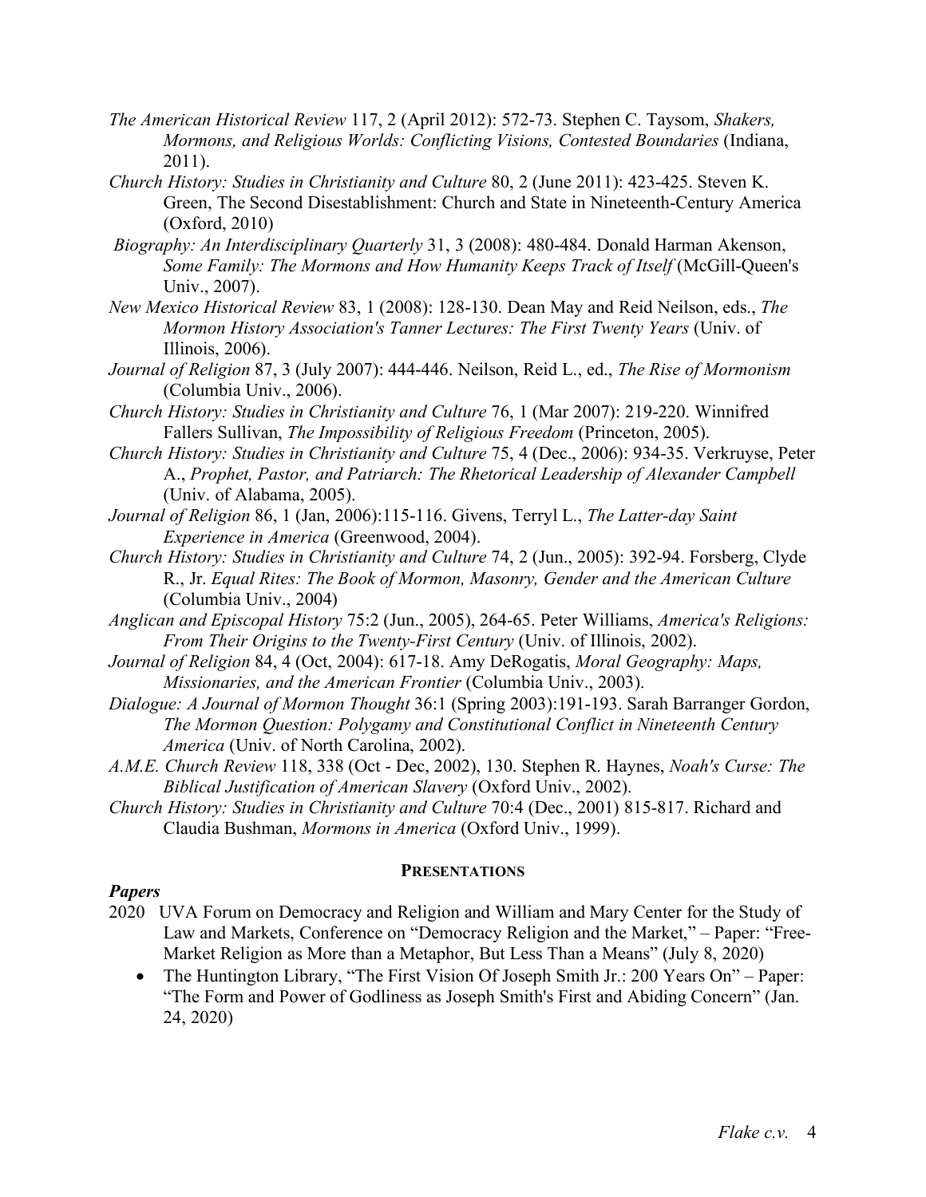*The American Historical Review* 117, 2 (April 2012): 572-73. Stephen C. Taysom, *Shakers, Mormons, and Religious Worlds: Conflicting Visions, Contested Boundaries* (Indiana, 2011).

*Church History: Studies in Christianity and Culture* 80, 2 (June 2011): 423-425. Steven K. Green, The Second Disestablishment: Church and State in Nineteenth-Century America (Oxford, 2010)

*Biography: An Interdisciplinary Quarterly* 31, 3 (2008): 480-484. Donald Harman Akenson, *Some Family: The Mormons and How Humanity Keeps Track of Itself* (McGill-Queen's Univ., 2007).

*New Mexico Historical Review* 83, 1 (2008): 128-130. Dean May and Reid Neilson, eds., *The Mormon History Association's Tanner Lectures: The First Twenty Years* (Univ. of Illinois, 2006).

*Journal of Religion* 87, 3 (July 2007): 444-446. Neilson, Reid L., ed., *The Rise of Mormonism* (Columbia Univ., 2006).

*Church History: Studies in Christianity and Culture* 76, 1 (Mar 2007): 219-220. Winnifred Fallers Sullivan, *The Impossibility of Religious Freedom* (Princeton, 2005).

*Church History: Studies in Christianity and Culture* 75, 4 (Dec., 2006): 934-35. Verkruyse, Peter A., *Prophet, Pastor, and Patriarch: The Rhetorical Leadership of Alexander Campbell* (Univ. of Alabama, 2005).

*Journal of Religion* 86, 1 (Jan, 2006):115-116. Givens, Terryl L., *The Latter-day Saint Experience in America* (Greenwood, 2004).

*Church History: Studies in Christianity and Culture* 74, 2 (Jun., 2005): 392-94. Forsberg, Clyde R., Jr. *Equal Rites: The Book of Mormon, Masonry, Gender and the American Culture* (Columbia Univ., 2004)

*Anglican and Episcopal History* 75:2 (Jun., 2005), 264-65. Peter Williams, *America's Religions: From Their Origins to the Twenty-First Century* (Univ. of Illinois, 2002).

*Journal of Religion* 84, 4 (Oct, 2004): 617-18. Amy DeRogatis, *Moral Geography: Maps, Missionaries, and the American Frontier* (Columbia Univ., 2003).

*Dialogue: A Journal of Mormon Thought* 36:1 (Spring 2003):191-193. Sarah Barranger Gordon, *The Mormon Question: Polygamy and Constitutional Conflict in Nineteenth Century America* (Univ. of North Carolina, 2002).

*A.M.E. Church Review* 118, 338 (Oct - Dec, 2002), 130. Stephen R. Haynes, *Noah's Curse: The Biblical Justification of American Slavery* (Oxford Univ., 2002).

*Church History: Studies in Christianity and Culture* 70:4 (Dec., 2001) 815-817. Richard and Claudia Bushman, *Mormons in America* (Oxford Univ., 1999).

## PRESENTATIONS

### *Papers*

2020 UVA Forum on Democracy and Religion and William and Mary Center for the Study of Law and Markets, Conference on "Democracy Religion and the Market," – Paper: "Free-Market Religion as More than a Metaphor, But Less Than a Means" (July 8, 2020)

- The Huntington Library, "The First Vision Of Joseph Smith Jr.: 200 Years On" – Paper: "The Form and Power of Godliness as Joseph Smith's First and Abiding Concern" (Jan. 24, 2020)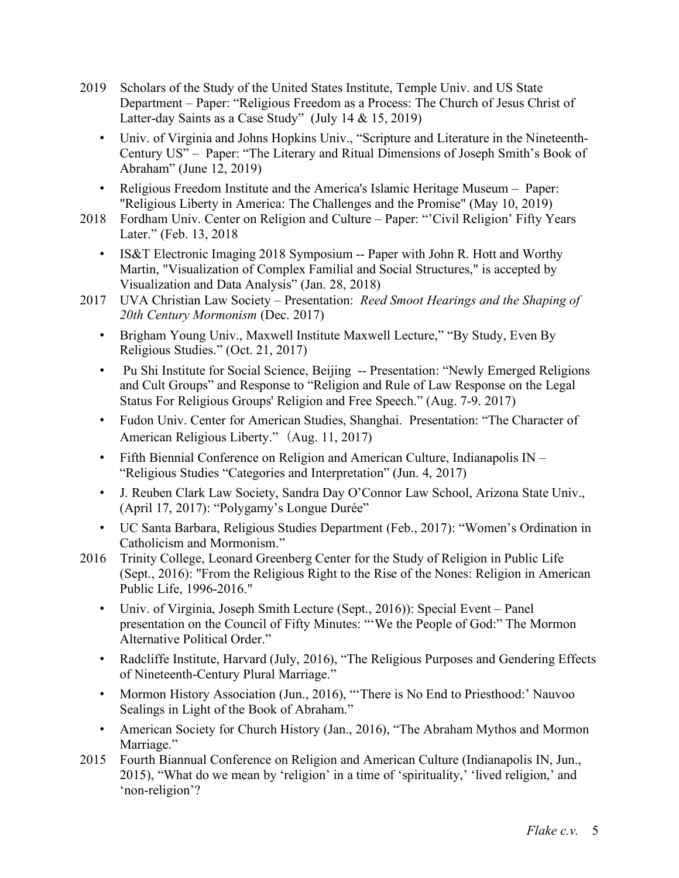2019 Scholars of the Study of the United States Institute, Temple Univ. and US State Department – Paper: "Religious Freedom as a Process: The Church of Jesus Christ of Latter-day Saints as a Case Study" (July 14 & 15, 2019)

- Univ. of Virginia and Johns Hopkins Univ., "Scripture and Literature in the Nineteenth-Century US" – Paper: "The Literary and Ritual Dimensions of Joseph Smith's Book of Abraham" (June 12, 2019)
- Religious Freedom Institute and the America's Islamic Heritage Museum – Paper: "Religious Liberty in America: The Challenges and the Promise" (May 10, 2019)

2018 Fordham Univ. Center on Religion and Culture – Paper: "'Civil Religion' Fifty Years Later." (Feb. 13, 2018

- IS&T Electronic Imaging 2018 Symposium -- Paper with John R. Hott and Worthy Martin, "Visualization of Complex Familial and Social Structures," is accepted by Visualization and Data Analysis" (Jan. 28, 2018)

2017 UVA Christian Law Society – Presentation: *Reed Smoot Hearings and the Shaping of 20th Century Mormonism* (Dec. 2017)

- Brigham Young Univ., Maxwell Institute Maxwell Lecture," "By Study, Even By Religious Studies." (Oct. 21, 2017)
- Pu Shi Institute for Social Science, Beijing -- Presentation: "Newly Emerged Religions and Cult Groups" and Response to "Religion and Rule of Law Response on the Legal Status For Religious Groups' Religion and Free Speech." (Aug. 7-9. 2017)
- Fudon Univ. Center for American Studies, Shanghai. Presentation: "The Character of American Religious Liberty." (Aug. 11, 2017)
- Fifth Biennial Conference on Religion and American Culture, Indianapolis IN – "Religious Studies "Categories and Interpretation" (Jun. 4, 2017)
- J. Reuben Clark Law Society, Sandra Day O'Connor Law School, Arizona State Univ., (April 17, 2017): "Polygamy's Longue Durée"
- UC Santa Barbara, Religious Studies Department (Feb., 2017): "Women's Ordination in Catholicism and Mormonism."

2016 Trinity College, Leonard Greenberg Center for the Study of Religion in Public Life (Sept., 2016): "From the Religious Right to the Rise of the Nones: Religion in American Public Life, 1996-2016."

- Univ. of Virginia, Joseph Smith Lecture (Sept., 2016)): Special Event – Panel presentation on the Council of Fifty Minutes: "'We the People of God:" The Mormon Alternative Political Order."
- Radcliffe Institute, Harvard (July, 2016), "The Religious Purposes and Gendering Effects of Nineteenth-Century Plural Marriage."
- Mormon History Association (Jun., 2016), "'There is No End to Priesthood:' Nauvoo Sealings in Light of the Book of Abraham."
- American Society for Church History (Jan., 2016), "The Abraham Mythos and Mormon Marriage."

2015 Fourth Biannual Conference on Religion and American Culture (Indianapolis IN, Jun., 2015), "What do we mean by 'religion' in a time of 'spirituality,' 'lived religion,' and 'non-religion'?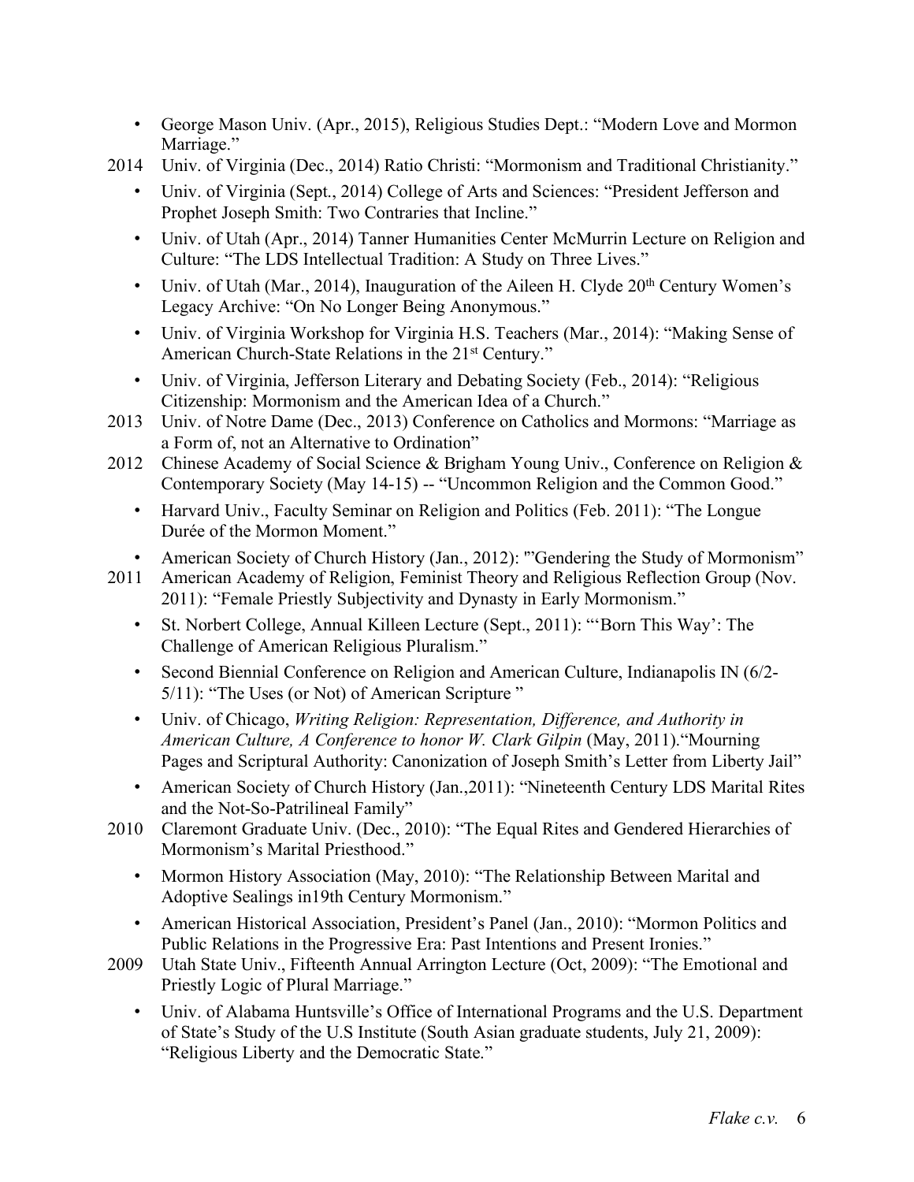- George Mason Univ. (Apr., 2015), Religious Studies Dept.: "Modern Love and Mormon Marriage."

2014 Univ. of Virginia (Dec., 2014) Ratio Christi: "Mormonism and Traditional Christianity."

- Univ. of Virginia (Sept., 2014) College of Arts and Sciences: "President Jefferson and Prophet Joseph Smith: Two Contraries that Incline."
- Univ. of Utah (Apr., 2014) Tanner Humanities Center McMurrin Lecture on Religion and Culture: "The LDS Intellectual Tradition: A Study on Three Lives."
- Univ. of Utah (Mar., 2014), Inauguration of the Aileen H. Clyde 20th Century Women's Legacy Archive: "On No Longer Being Anonymous."
- Univ. of Virginia Workshop for Virginia H.S. Teachers (Mar., 2014): "Making Sense of American Church-State Relations in the 21st Century."
- Univ. of Virginia, Jefferson Literary and Debating Society (Feb., 2014): "Religious Citizenship: Mormonism and the American Idea of a Church."

2013 Univ. of Notre Dame (Dec., 2013) Conference on Catholics and Mormons: "Marriage as a Form of, not an Alternative to Ordination"

2012 Chinese Academy of Social Science & Brigham Young Univ., Conference on Religion & Contemporary Society (May 14-15) -- "Uncommon Religion and the Common Good."

- Harvard Univ., Faculty Seminar on Religion and Politics (Feb. 2011): "The Longue Durée of the Mormon Moment."
- American Society of Church History (Jan., 2012): "'Gendering the Study of Mormonism"

2011 American Academy of Religion, Feminist Theory and Religious Reflection Group (Nov. 2011): "Female Priestly Subjectivity and Dynasty in Early Mormonism."

- St. Norbert College, Annual Killeen Lecture (Sept., 2011): "'Born This Way': The Challenge of American Religious Pluralism."
- Second Biennial Conference on Religion and American Culture, Indianapolis IN (6/2-5/11): "The Uses (or Not) of American Scripture "
- Univ. of Chicago, *Writing Religion: Representation, Difference, and Authority in American Culture, A Conference to honor W. Clark Gilpin* (May, 2011)."Mourning Pages and Scriptural Authority: Canonization of Joseph Smith's Letter from Liberty Jail"
- American Society of Church History (Jan.,2011): "Nineteenth Century LDS Marital Rites and the Not-So-Patrilineal Family"

2010 Claremont Graduate Univ. (Dec., 2010): "The Equal Rites and Gendered Hierarchies of Mormonism's Marital Priesthood."

- Mormon History Association (May, 2010): "The Relationship Between Marital and Adoptive Sealings in19th Century Mormonism."
- American Historical Association, President's Panel (Jan., 2010): "Mormon Politics and Public Relations in the Progressive Era: Past Intentions and Present Ironies."

2009 Utah State Univ., Fifteenth Annual Arrington Lecture (Oct, 2009): "The Emotional and Priestly Logic of Plural Marriage."

- Univ. of Alabama Huntsville's Office of International Programs and the U.S. Department of State's Study of the U.S Institute (South Asian graduate students, July 21, 2009): "Religious Liberty and the Democratic State."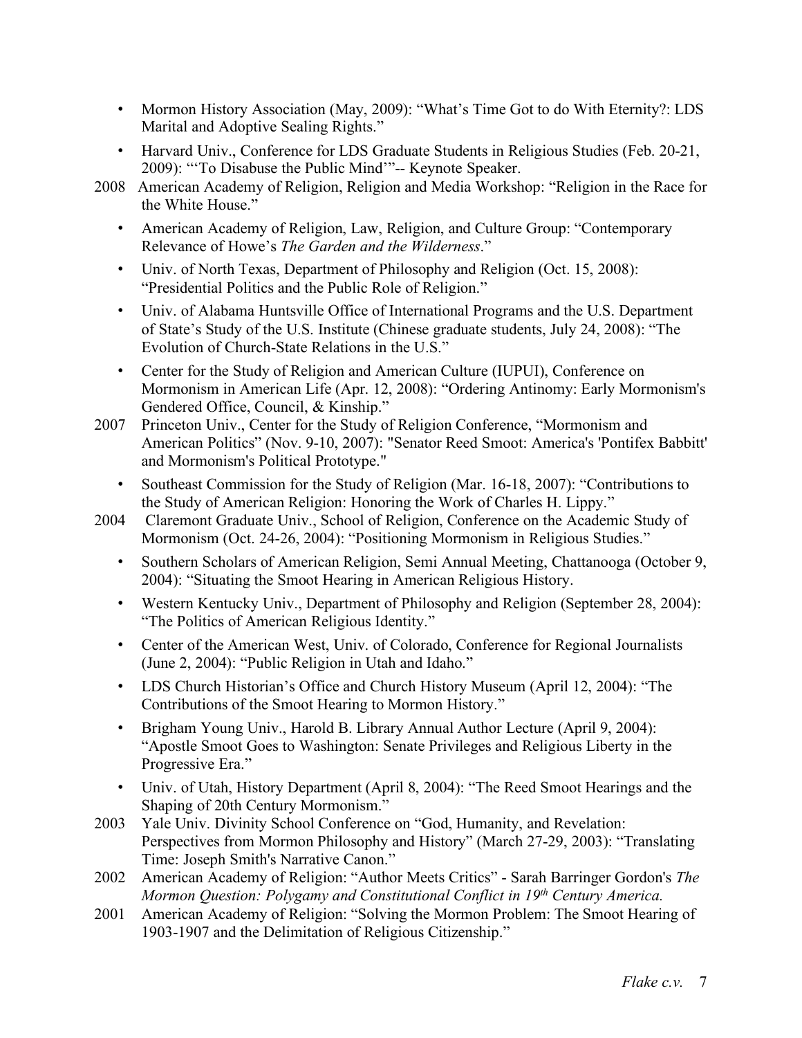- Mormon History Association (May, 2009): "What's Time Got to do With Eternity?: LDS Marital and Adoptive Sealing Rights."
- Harvard Univ., Conference for LDS Graduate Students in Religious Studies (Feb. 20-21, 2009): "'To Disabuse the Public Mind'"-- Keynote Speaker.

2008 American Academy of Religion, Religion and Media Workshop: "Religion in the Race for the White House."

- American Academy of Religion, Law, Religion, and Culture Group: "Contemporary Relevance of Howe's *The Garden and the Wilderness*."
- Univ. of North Texas, Department of Philosophy and Religion (Oct. 15, 2008): "Presidential Politics and the Public Role of Religion."
- Univ. of Alabama Huntsville Office of International Programs and the U.S. Department of State's Study of the U.S. Institute (Chinese graduate students, July 24, 2008): "The Evolution of Church-State Relations in the U.S."
- Center for the Study of Religion and American Culture (IUPUI), Conference on Mormonism in American Life (Apr. 12, 2008): "Ordering Antinomy: Early Mormonism's Gendered Office, Council, & Kinship."

2007 Princeton Univ., Center for the Study of Religion Conference, "Mormonism and American Politics" (Nov. 9-10, 2007): "Senator Reed Smoot: America's 'Pontifex Babbitt' and Mormonism's Political Prototype."

- Southeast Commission for the Study of Religion (Mar. 16-18, 2007): "Contributions to the Study of American Religion: Honoring the Work of Charles H. Lippy."

2004 Claremont Graduate Univ., School of Religion, Conference on the Academic Study of Mormonism (Oct. 24-26, 2004): "Positioning Mormonism in Religious Studies."

- Southern Scholars of American Religion, Semi Annual Meeting, Chattanooga (October 9, 2004): "Situating the Smoot Hearing in American Religious History.
- Western Kentucky Univ., Department of Philosophy and Religion (September 28, 2004): "The Politics of American Religious Identity."
- Center of the American West, Univ. of Colorado, Conference for Regional Journalists (June 2, 2004): "Public Religion in Utah and Idaho."
- LDS Church Historian's Office and Church History Museum (April 12, 2004): "The Contributions of the Smoot Hearing to Mormon History."
- Brigham Young Univ., Harold B. Library Annual Author Lecture (April 9, 2004): "Apostle Smoot Goes to Washington: Senate Privileges and Religious Liberty in the Progressive Era."
- Univ. of Utah, History Department (April 8, 2004): "The Reed Smoot Hearings and the Shaping of 20th Century Mormonism."

2003 Yale Univ. Divinity School Conference on "God, Humanity, and Revelation: Perspectives from Mormon Philosophy and History" (March 27-29, 2003): "Translating Time: Joseph Smith's Narrative Canon."

2002 American Academy of Religion: "Author Meets Critics" - Sarah Barringer Gordon's *The Mormon Question: Polygamy and Constitutional Conflict in 19th Century America.*

2001 American Academy of Religion: "Solving the Mormon Problem: The Smoot Hearing of 1903-1907 and the Delimitation of Religious Citizenship."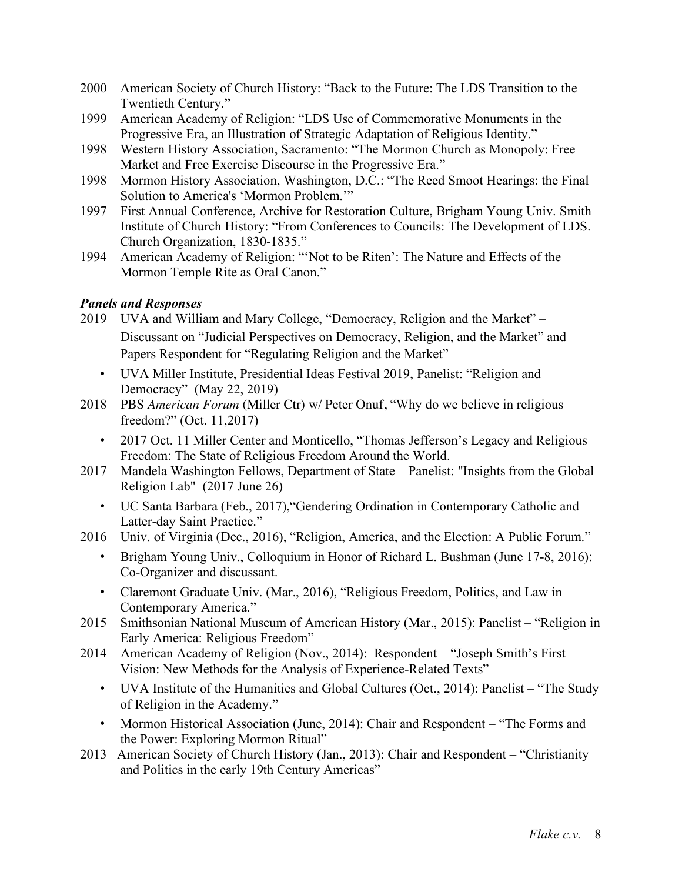2000 American Society of Church History: "Back to the Future: The LDS Transition to the Twentieth Century."

1999 American Academy of Religion: "LDS Use of Commemorative Monuments in the Progressive Era, an Illustration of Strategic Adaptation of Religious Identity."

1998 Western History Association, Sacramento: "The Mormon Church as Monopoly: Free Market and Free Exercise Discourse in the Progressive Era."

1998 Mormon History Association, Washington, D.C.: "The Reed Smoot Hearings: the Final Solution to America's 'Mormon Problem.'"

1997 First Annual Conference, Archive for Restoration Culture, Brigham Young Univ. Smith Institute of Church History: "From Conferences to Councils: The Development of LDS. Church Organization, 1830-1835."

1994 American Academy of Religion: "'Not to be Riten': The Nature and Effects of the Mormon Temple Rite as Oral Canon."

### *Panels and Responses*

2019 UVA and William and Mary College, "Democracy, Religion and the Market" – Discussant on "Judicial Perspectives on Democracy, Religion, and the Market" and Papers Respondent for "Regulating Religion and the Market"

- UVA Miller Institute, Presidential Ideas Festival 2019, Panelist: "Religion and Democracy" (May 22, 2019)

2018 PBS *American Forum* (Miller Ctr) w/ Peter Onuf, "Why do we believe in religious freedom?" (Oct. 11,2017)

- 2017 Oct. 11 Miller Center and Monticello, "Thomas Jefferson's Legacy and Religious Freedom: The State of Religious Freedom Around the World.

2017 Mandela Washington Fellows, Department of State – Panelist: "Insights from the Global Religion Lab" (2017 June 26)

- UC Santa Barbara (Feb., 2017),"Gendering Ordination in Contemporary Catholic and Latter-day Saint Practice."

2016 Univ. of Virginia (Dec., 2016), "Religion, America, and the Election: A Public Forum."

- Brigham Young Univ., Colloquium in Honor of Richard L. Bushman (June 17-8, 2016): Co-Organizer and discussant.
- Claremont Graduate Univ. (Mar., 2016), "Religious Freedom, Politics, and Law in Contemporary America."

2015 Smithsonian National Museum of American History (Mar., 2015): Panelist – "Religion in Early America: Religious Freedom"

2014 American Academy of Religion (Nov., 2014): Respondent – "Joseph Smith's First Vision: New Methods for the Analysis of Experience-Related Texts"

- UVA Institute of the Humanities and Global Cultures (Oct., 2014): Panelist – "The Study of Religion in the Academy."
- Mormon Historical Association (June, 2014): Chair and Respondent – "The Forms and the Power: Exploring Mormon Ritual"

2013 American Society of Church History (Jan., 2013): Chair and Respondent – "Christianity and Politics in the early 19th Century Americas"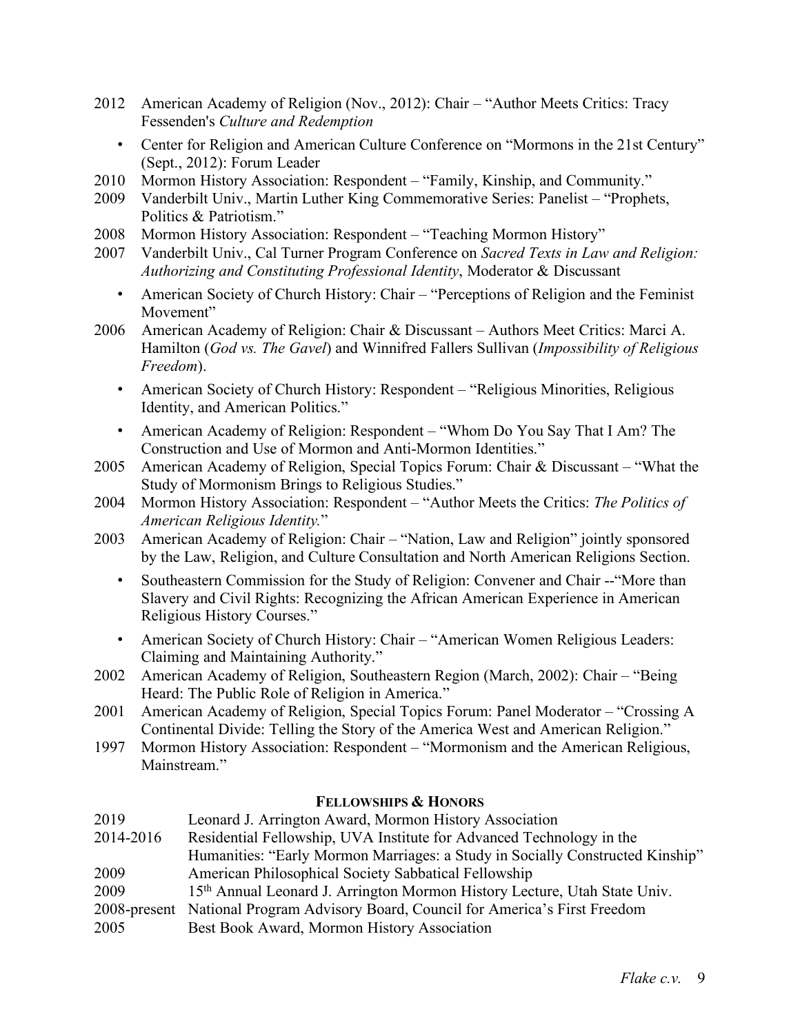2012 American Academy of Religion (Nov., 2012): Chair – "Author Meets Critics: Tracy Fessenden's *Culture and Redemption*

- Center for Religion and American Culture Conference on "Mormons in the 21st Century" (Sept., 2012): Forum Leader

2010 Mormon History Association: Respondent – "Family, Kinship, and Community."

2009 Vanderbilt Univ., Martin Luther King Commemorative Series: Panelist – "Prophets, Politics & Patriotism."

2008 Mormon History Association: Respondent – "Teaching Mormon History"

2007 Vanderbilt Univ., Cal Turner Program Conference on *Sacred Texts in Law and Religion: Authorizing and Constituting Professional Identity*, Moderator & Discussant

- American Society of Church History: Chair – "Perceptions of Religion and the Feminist Movement"

2006 American Academy of Religion: Chair & Discussant – Authors Meet Critics: Marci A. Hamilton (*God vs. The Gavel*) and Winnifred Fallers Sullivan (*Impossibility of Religious Freedom*).

- American Society of Church History: Respondent – "Religious Minorities, Religious Identity, and American Politics."
- American Academy of Religion: Respondent – "Whom Do You Say That I Am? The Construction and Use of Mormon and Anti-Mormon Identities."

2005 American Academy of Religion, Special Topics Forum: Chair & Discussant – "What the Study of Mormonism Brings to Religious Studies."

2004 Mormon History Association: Respondent – "Author Meets the Critics: *The Politics of American Religious Identity.*"

2003 American Academy of Religion: Chair – "Nation, Law and Religion" jointly sponsored by the Law, Religion, and Culture Consultation and North American Religions Section.

- Southeastern Commission for the Study of Religion: Convener and Chair --"More than Slavery and Civil Rights: Recognizing the African American Experience in American Religious History Courses."
- American Society of Church History: Chair – "American Women Religious Leaders: Claiming and Maintaining Authority."

2002 American Academy of Religion, Southeastern Region (March, 2002): Chair – "Being Heard: The Public Role of Religion in America."

2001 American Academy of Religion, Special Topics Forum: Panel Moderator – "Crossing A Continental Divide: Telling the Story of the America West and American Religion."

1997 Mormon History Association: Respondent – "Mormonism and the American Religious, Mainstream."

## Fellowships & Honors

2019 Leonard J. Arrington Award, Mormon History Association

2014-2016 Residential Fellowship, UVA Institute for Advanced Technology in the Humanities: "Early Mormon Marriages: a Study in Socially Constructed Kinship"

2009 American Philosophical Society Sabbatical Fellowship

2009 15th Annual Leonard J. Arrington Mormon History Lecture, Utah State Univ.

2008-present National Program Advisory Board, Council for America's First Freedom

2005 Best Book Award, Mormon History Association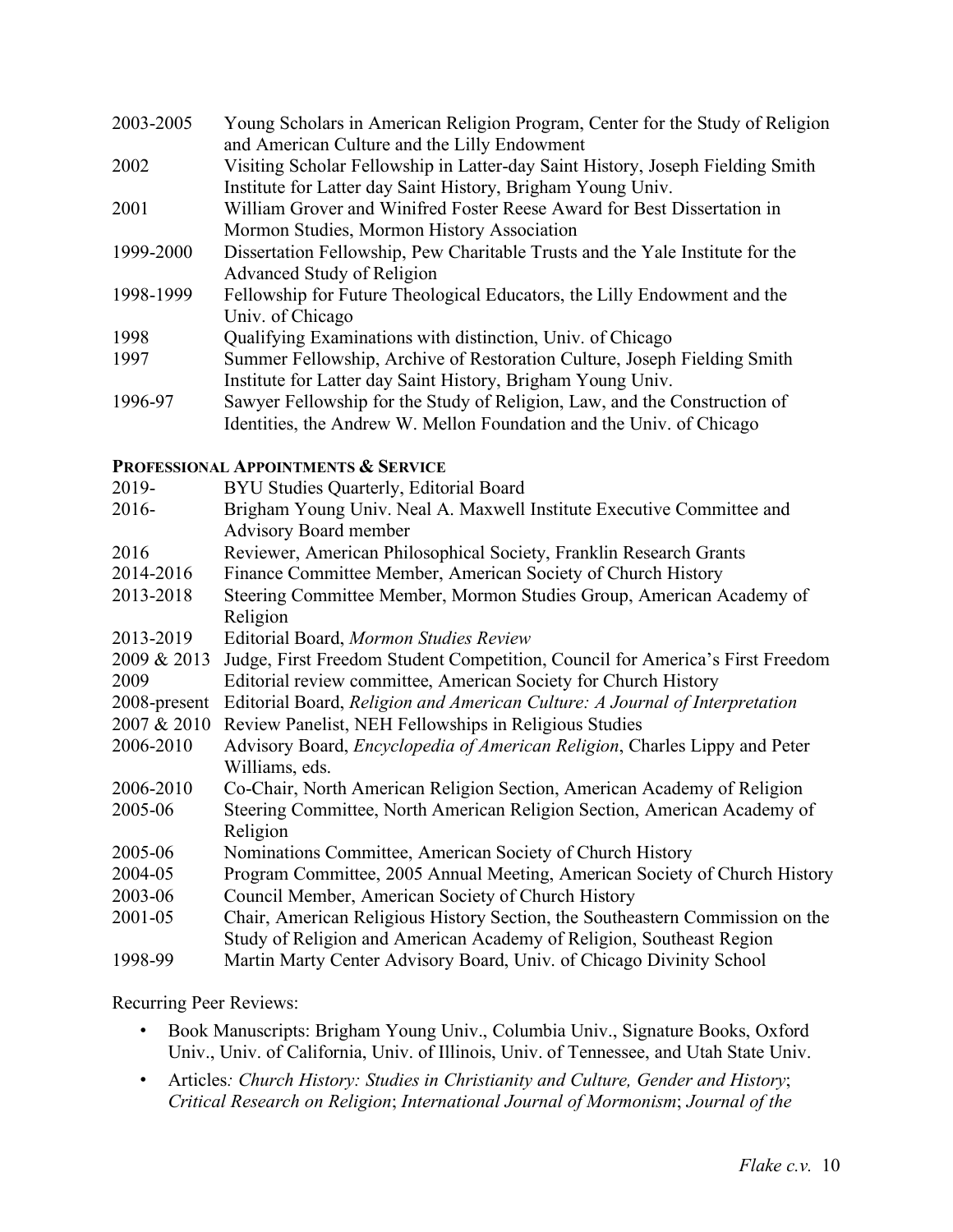2003-2005 Young Scholars in American Religion Program, Center for the Study of Religion and American Culture and the Lilly Endowment

2002 Visiting Scholar Fellowship in Latter-day Saint History, Joseph Fielding Smith Institute for Latter day Saint History, Brigham Young Univ.

2001 William Grover and Winifred Foster Reese Award for Best Dissertation in Mormon Studies, Mormon History Association

1999-2000 Dissertation Fellowship, Pew Charitable Trusts and the Yale Institute for the Advanced Study of Religion

1998-1999 Fellowship for Future Theological Educators, the Lilly Endowment and the Univ. of Chicago

1998 Qualifying Examinations with distinction, Univ. of Chicago

1997 Summer Fellowship, Archive of Restoration Culture, Joseph Fielding Smith Institute for Latter day Saint History, Brigham Young Univ.

1996-97 Sawyer Fellowship for the Study of Religion, Law, and the Construction of Identities, the Andrew W. Mellon Foundation and the Univ. of Chicago

## PROFESSIONAL APPOINTMENTS & SERVICE

2019- BYU Studies Quarterly, Editorial Board

2016- Brigham Young Univ. Neal A. Maxwell Institute Executive Committee and Advisory Board member

2016 Reviewer, American Philosophical Society, Franklin Research Grants

2014-2016 Finance Committee Member, American Society of Church History

2013-2018 Steering Committee Member, Mormon Studies Group, American Academy of Religion

2013-2019 Editorial Board, *Mormon Studies Review*

2009 & 2013 Judge, First Freedom Student Competition, Council for America's First Freedom

2009 Editorial review committee, American Society for Church History

2008-present Editorial Board, *Religion and American Culture: A Journal of Interpretation*

2007 & 2010 Review Panelist, NEH Fellowships in Religious Studies

2006-2010 Advisory Board, *Encyclopedia of American Religion*, Charles Lippy and Peter Williams, eds.

2006-2010 Co-Chair, North American Religion Section, American Academy of Religion

2005-06 Steering Committee, North American Religion Section, American Academy of Religion

2005-06 Nominations Committee, American Society of Church History

2004-05 Program Committee, 2005 Annual Meeting, American Society of Church History

2003-06 Council Member, American Society of Church History

2001-05 Chair, American Religious History Section, the Southeastern Commission on the Study of Religion and American Academy of Religion, Southeast Region

1998-99 Martin Marty Center Advisory Board, Univ. of Chicago Divinity School

Recurring Peer Reviews:

- Book Manuscripts: Brigham Young Univ., Columbia Univ., Signature Books, Oxford Univ., Univ. of California, Univ. of Illinois, Univ. of Tennessee, and Utah State Univ.
- Articles*: Church History: Studies in Christianity and Culture, Gender and History*; *Critical Research on Religion*; *International Journal of Mormonism*; *Journal of the*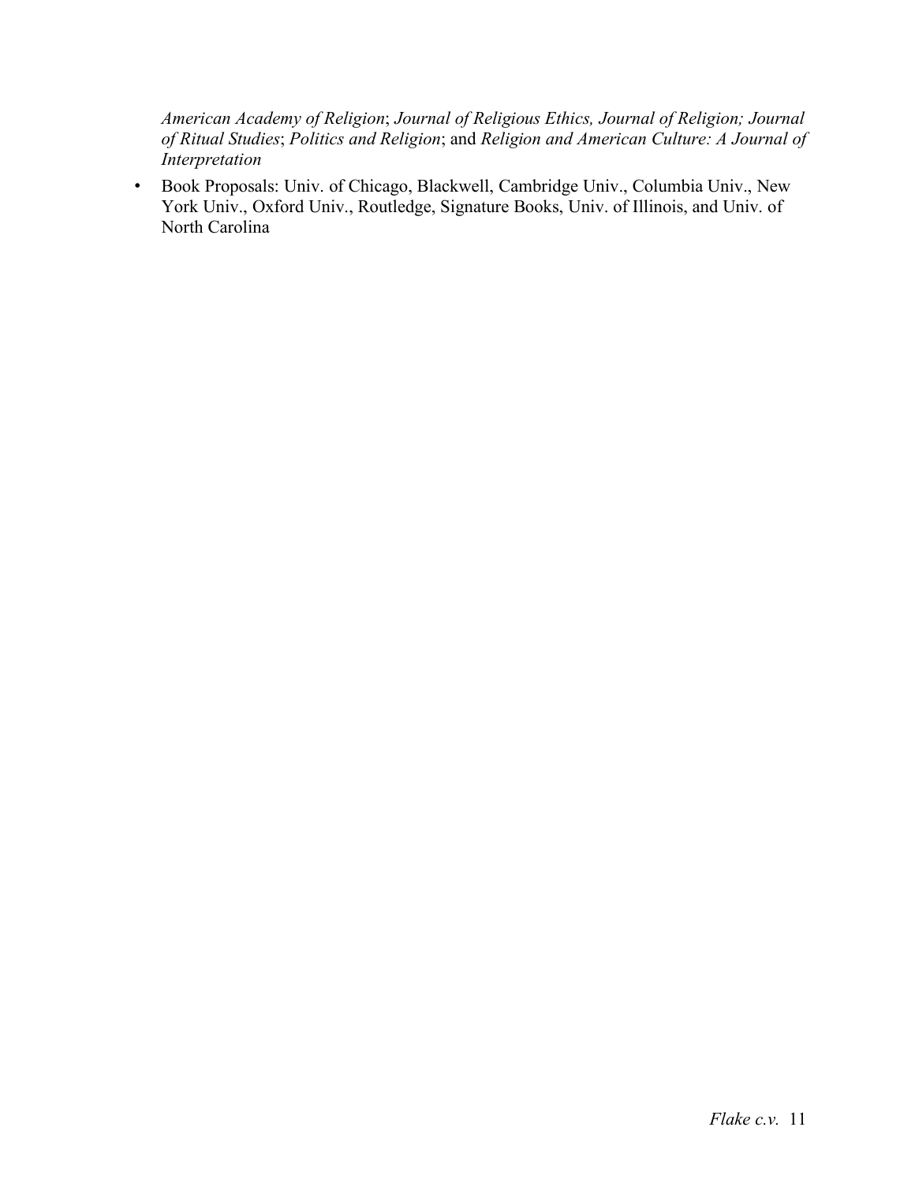*American Academy of Religion*; *Journal of Religious Ethics, Journal of Religion; Journal of Ritual Studies*; *Politics and Religion*; and *Religion and American Culture: A Journal of Interpretation*

- Book Proposals: Univ. of Chicago, Blackwell, Cambridge Univ., Columbia Univ., New York Univ., Oxford Univ., Routledge, Signature Books, Univ. of Illinois, and Univ. of North Carolina